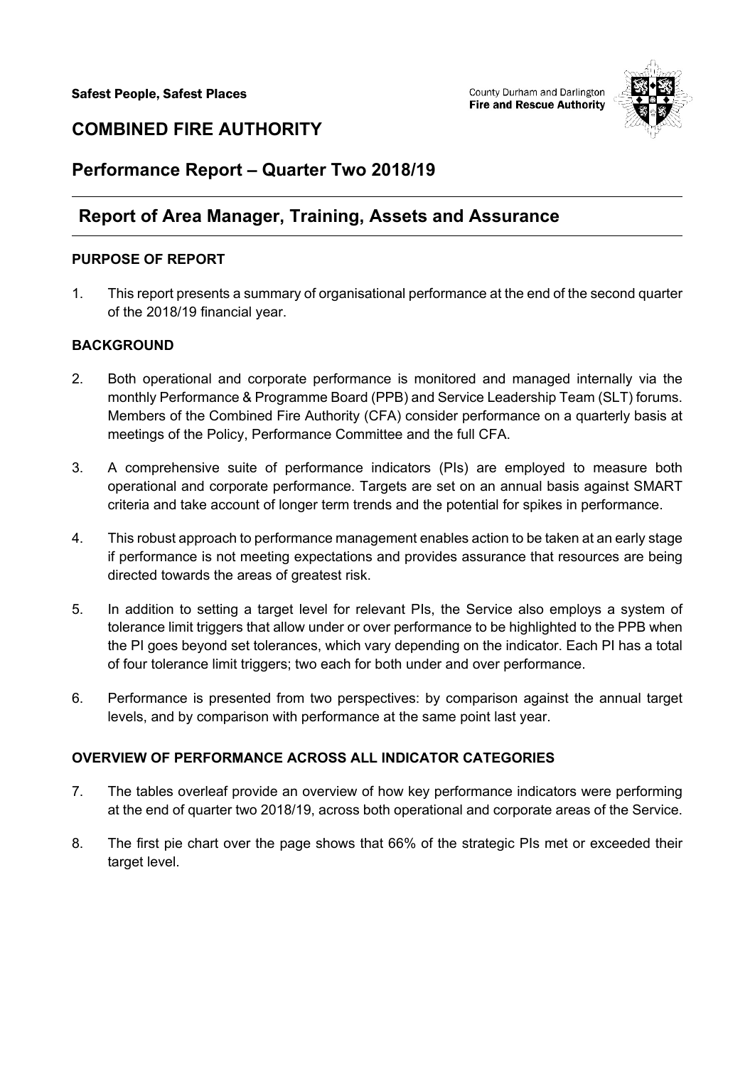Safest People, Safest Places

County Durham and Darlington
**Fire and Rescue Authority**

# COMBINED FIRE AUTHORITY

## Performance Report – Quarter Two 2018/19

## Report of Area Manager, Training, Assets and Assurance

### PURPOSE OF REPORT

1. This report presents a summary of organisational performance at the end of the second quarter of the 2018/19 financial year.

### BACKGROUND

2. Both operational and corporate performance is monitored and managed internally via the monthly Performance & Programme Board (PPB) and Service Leadership Team (SLT) forums. Members of the Combined Fire Authority (CFA) consider performance on a quarterly basis at meetings of the Policy, Performance Committee and the full CFA.

3. A comprehensive suite of performance indicators (PIs) are employed to measure both operational and corporate performance. Targets are set on an annual basis against SMART criteria and take account of longer term trends and the potential for spikes in performance.

4. This robust approach to performance management enables action to be taken at an early stage if performance is not meeting expectations and provides assurance that resources are being directed towards the areas of greatest risk.

5. In addition to setting a target level for relevant PIs, the Service also employs a system of tolerance limit triggers that allow under or over performance to be highlighted to the PPB when the PI goes beyond set tolerances, which vary depending on the indicator. Each PI has a total of four tolerance limit triggers; two each for both under and over performance.

6. Performance is presented from two perspectives: by comparison against the annual target levels, and by comparison with performance at the same point last year.

### OVERVIEW OF PERFORMANCE ACROSS ALL INDICATOR CATEGORIES

7. The tables overleaf provide an overview of how key performance indicators were performing at the end of quarter two 2018/19, across both operational and corporate areas of the Service.

8. The first pie chart over the page shows that 66% of the strategic PIs met or exceeded their target level.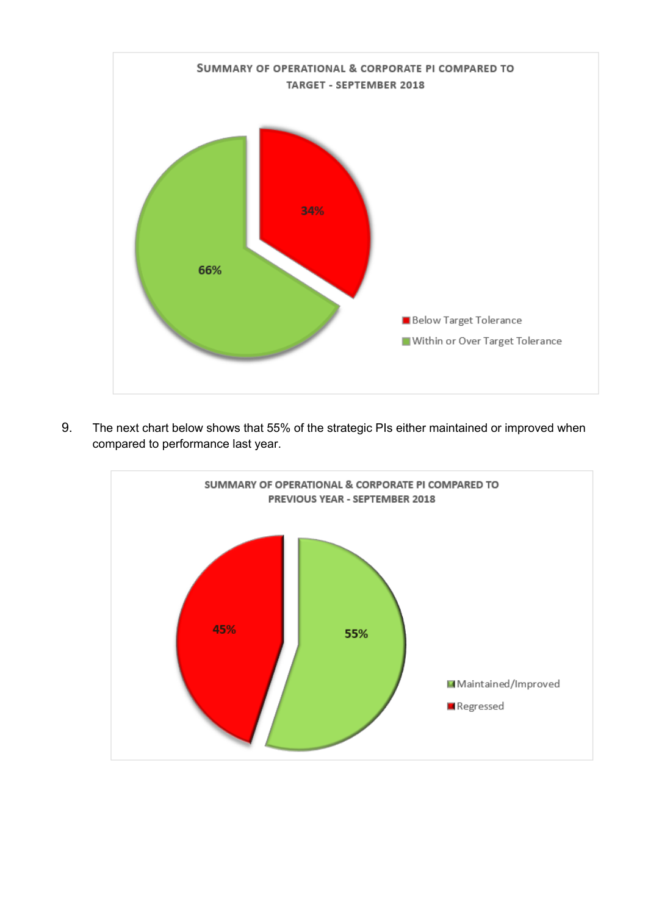**SUMMARY OF OPERATIONAL & CORPORATE PI COMPARED TO TARGET - SEPTEMBER 2018**

| Category | Percentage |
|---|---|
| Below Target Tolerance | 34% |
| Within or Over Target Tolerance | 66% |

9. The next chart below shows that 55% of the strategic PIs either maintained or improved when compared to performance last year.

**SUMMARY OF OPERATIONAL & CORPORATE PI COMPARED TO PREVIOUS YEAR - SEPTEMBER 2018**

| Category | Percentage |
|---|---|
| Maintained/Improved | 55% |
| Regressed | 45% |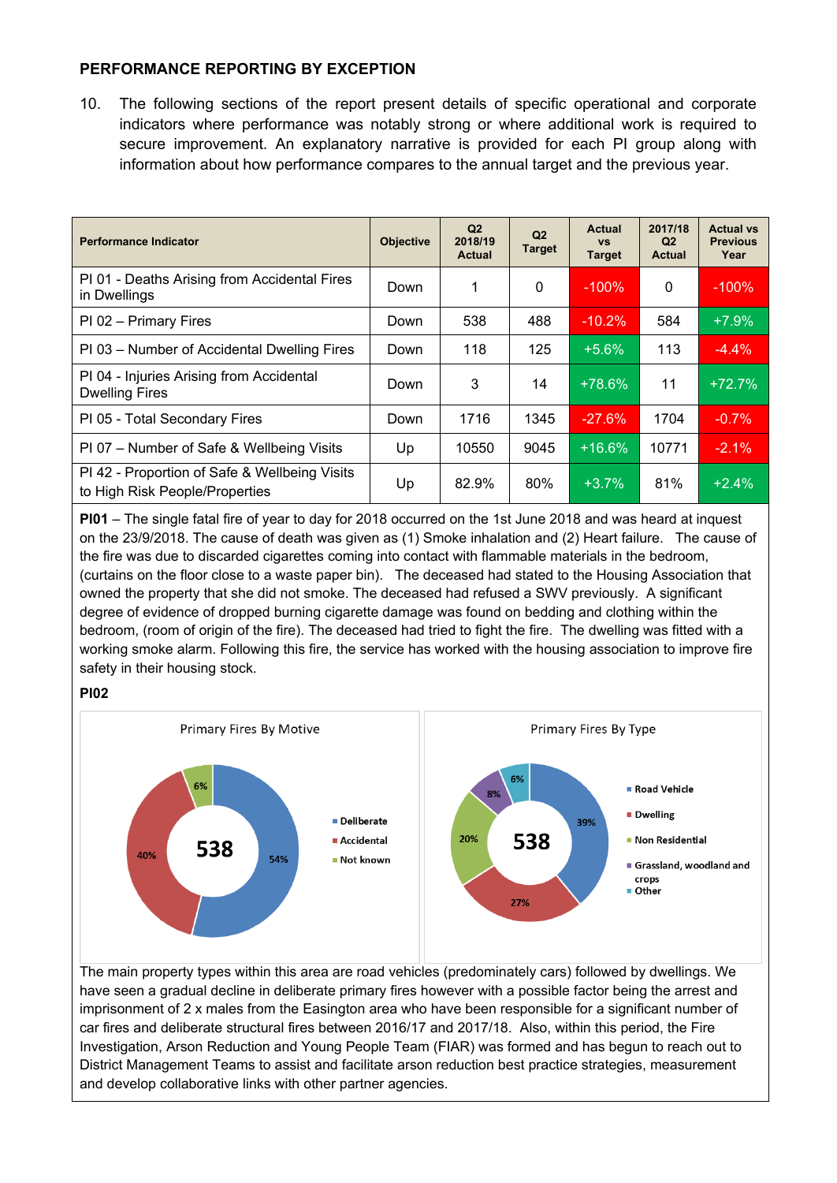## PERFORMANCE REPORTING BY EXCEPTION

10. The following sections of the report present details of specific operational and corporate indicators where performance was notably strong or where additional work is required to secure improvement. An explanatory narrative is provided for each PI group along with information about how performance compares to the annual target and the previous year.

| Performance Indicator | Objective | Q2 2018/19 Actual | Q2 Target | Actual vs Target | 2017/18 Q2 Actual | Actual vs Previous Year |
|---|---|---|---|---|---|---|
| PI 01 - Deaths Arising from Accidental Fires in Dwellings | Down | 1 | 0 | -100% | 0 | -100% |
| PI 02 – Primary Fires | Down | 538 | 488 | -10.2% | 584 | +7.9% |
| PI 03 – Number of Accidental Dwelling Fires | Down | 118 | 125 | +5.6% | 113 | -4.4% |
| PI 04 - Injuries Arising from Accidental Dwelling Fires | Down | 3 | 14 | +78.6% | 11 | +72.7% |
| PI 05 - Total Secondary Fires | Down | 1716 | 1345 | -27.6% | 1704 | -0.7% |
| PI 07 – Number of Safe & Wellbeing Visits | Up | 10550 | 9045 | +16.6% | 10771 | -2.1% |
| PI 42 - Proportion of Safe & Wellbeing Visits to High Risk People/Properties | Up | 82.9% | 80% | +3.7% | 81% | +2.4% |

**PI01** – The single fatal fire of year to day for 2018 occurred on the 1st June 2018 and was heard at inquest on the 23/9/2018. The cause of death was given as (1) Smoke inhalation and (2) Heart failure. The cause of the fire was due to discarded cigarettes coming into contact with flammable materials in the bedroom, (curtains on the floor close to a waste paper bin). The deceased had stated to the Housing Association that owned the property that she did not smoke. The deceased had refused a SWV previously. A significant degree of evidence of dropped burning cigarette damage was found on bedding and clothing within the bedroom, (room of origin of the fire). The deceased had tried to fight the fire. The dwelling was fitted with a working smoke alarm. Following this fire, the service has worked with the housing association to improve fire safety in their housing stock.

**PI02**

Primary Fires By Motive (538): Deliberate 54%, Accidental 40%, Not known 6%

Primary Fires By Type (538): Road Vehicle 39%, Dwelling 27%, Non Residential 20%, Grassland, woodland and crops 8%, Other 6%

The main property types within this area are road vehicles (predominately cars) followed by dwellings. We have seen a gradual decline in deliberate primary fires however with a possible factor being the arrest and imprisonment of 2 x males from the Easington area who have been responsible for a significant number of car fires and deliberate structural fires between 2016/17 and 2017/18. Also, within this period, the Fire Investigation, Arson Reduction and Young People Team (FIAR) was formed and has begun to reach out to District Management Teams to assist and facilitate arson reduction best practice strategies, measurement and develop collaborative links with other partner agencies.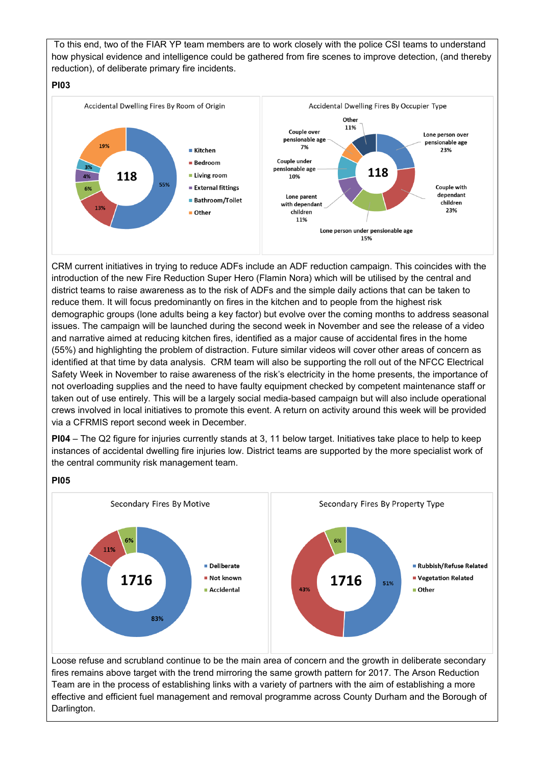To this end, two of the FIAR YP team members are to work closely with the police CSI teams to understand how physical evidence and intelligence could be gathered from fire scenes to improve detection, (and thereby reduction), of deliberate primary fire incidents.

**PI03**

Accidental Dwelling Fires By Room of Origin

118

- Kitchen 55%
- Bedroom 13%
- Living room 6%
- External fittings 4%
- Bathroom/Toilet 3%
- Other 19%

Accidental Dwelling Fires By Occupier Type

118

- Lone person over pensionable age 23%
- Couple with dependant children 23%
- Lone person under pensionable age 15%
- Lone parent with dependant children 11%
- Couple under pensionable age 10%
- Couple over pensionable age 7%
- Other 11%

CRM current initiatives in trying to reduce ADFs include an ADF reduction campaign. This coincides with the introduction of the new Fire Reduction Super Hero (Flamin Nora) which will be utilised by the central and district teams to raise awareness as to the risk of ADFs and the simple daily actions that can be taken to reduce them. It will focus predominantly on fires in the kitchen and to people from the highest risk demographic groups (lone adults being a key factor) but evolve over the coming months to address seasonal issues. The campaign will be launched during the second week in November and see the release of a video and narrative aimed at reducing kitchen fires, identified as a major cause of accidental fires in the home (55%) and highlighting the problem of distraction. Future similar videos will cover other areas of concern as identified at that time by data analysis. CRM team will also be supporting the roll out of the NFCC Electrical Safety Week in November to raise awareness of the risk's electricity in the home presents, the importance of not overloading supplies and the need to have faulty equipment checked by competent maintenance staff or taken out of use entirely. This will be a largely social media-based campaign but will also include operational crews involved in local initiatives to promote this event. A return on activity around this week will be provided via a CFRMIS report second week in December.

**PI04** – The Q2 figure for injuries currently stands at 3, 11 below target. Initiatives take place to help to keep instances of accidental dwelling fire injuries low. District teams are supported by the more specialist work of the central community risk management team.

**PI05**

Secondary Fires By Motive

1716

- Deliberate 83%
- Not known 11%
- Accidental 6%

Secondary Fires By Property Type

1716

- Rubbish/Refuse Related 51%
- Vegetation Related 43%
- Other 6%

Loose refuse and scrubland continue to be the main area of concern and the growth in deliberate secondary fires remains above target with the trend mirroring the same growth pattern for 2017. The Arson Reduction Team are in the process of establishing links with a variety of partners with the aim of establishing a more effective and efficient fuel management and removal programme across County Durham and the Borough of Darlington.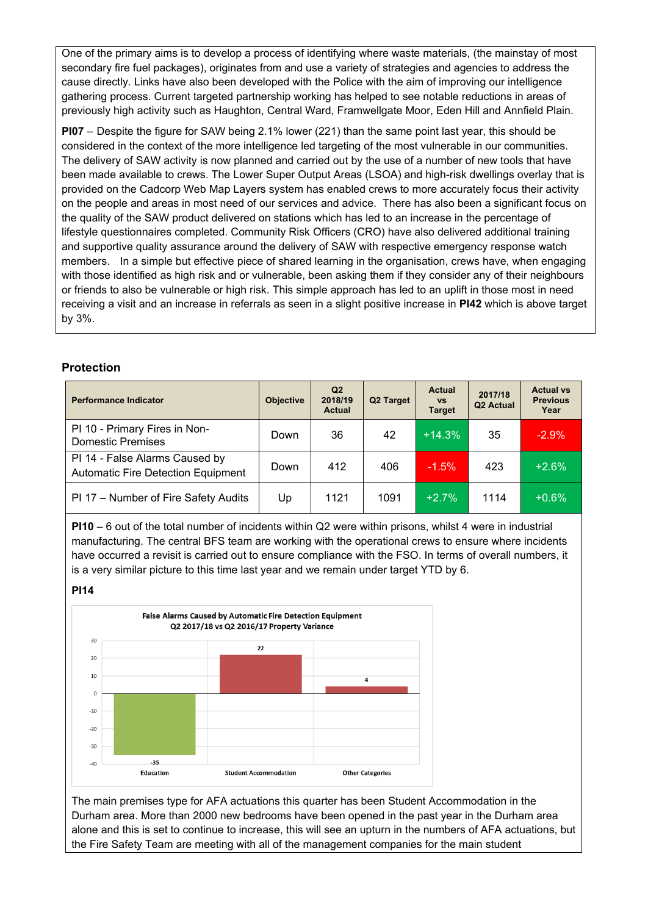One of the primary aims is to develop a process of identifying where waste materials, (the mainstay of most secondary fire fuel packages), originates from and use a variety of strategies and agencies to address the cause directly. Links have also been developed with the Police with the aim of improving our intelligence gathering process. Current targeted partnership working has helped to see notable reductions in areas of previously high activity such as Haughton, Central Ward, Framwellgate Moor, Eden Hill and Annfield Plain.

**PI07** – Despite the figure for SAW being 2.1% lower (221) than the same point last year, this should be considered in the context of the more intelligence led targeting of the most vulnerable in our communities. The delivery of SAW activity is now planned and carried out by the use of a number of new tools that have been made available to crews. The Lower Super Output Areas (LSOA) and high-risk dwellings overlay that is provided on the Cadcorp Web Map Layers system has enabled crews to more accurately focus their activity on the people and areas in most need of our services and advice. There has also been a significant focus on the quality of the SAW product delivered on stations which has led to an increase in the percentage of lifestyle questionnaires completed. Community Risk Officers (CRO) have also delivered additional training and supportive quality assurance around the delivery of SAW with respective emergency response watch members. In a simple but effective piece of shared learning in the organisation, crews have, when engaging with those identified as high risk and or vulnerable, been asking them if they consider any of their neighbours or friends to also be vulnerable or high risk. This simple approach has led to an uplift in those most in need receiving a visit and an increase in referrals as seen in a slight positive increase in **PI42** which is above target by 3%.

## Protection

| Performance Indicator | Objective | Q2 2018/19 Actual | Q2 Target | Actual vs Target | 2017/18 Q2 Actual | Actual vs Previous Year |
|---|---|---|---|---|---|---|
| PI 10 - Primary Fires in Non-Domestic Premises | Down | 36 | 42 | +14.3% | 35 | -2.9% |
| PI 14 - False Alarms Caused by Automatic Fire Detection Equipment | Down | 412 | 406 | -1.5% | 423 | +2.6% |
| PI 17 – Number of Fire Safety Audits | Up | 1121 | 1091 | +2.7% | 1114 | +0.6% |

**PI10** – 6 out of the total number of incidents within Q2 were within prisons, whilst 4 were in industrial manufacturing. The central BFS team are working with the operational crews to ensure where incidents have occurred a revisit is carried out to ensure compliance with the FSO. In terms of overall numbers, it is a very similar picture to this time last year and we remain under target YTD by 6.

**PI14**

False Alarms Caused by Automatic Fire Detection Equipment
Q2 2017/18 vs Q2 2016/17 Property Variance

| Category | Variance |
|---|---|
| Education | -35 |
| Student Accommodation | 22 |
| Other Categories | 4 |

The main premises type for AFA actuations this quarter has been Student Accommodation in the Durham area. More than 2000 new bedrooms have been opened in the past year in the Durham area alone and this is set to continue to increase, this will see an upturn in the numbers of AFA actuations, but the Fire Safety Team are meeting with all of the management companies for the main student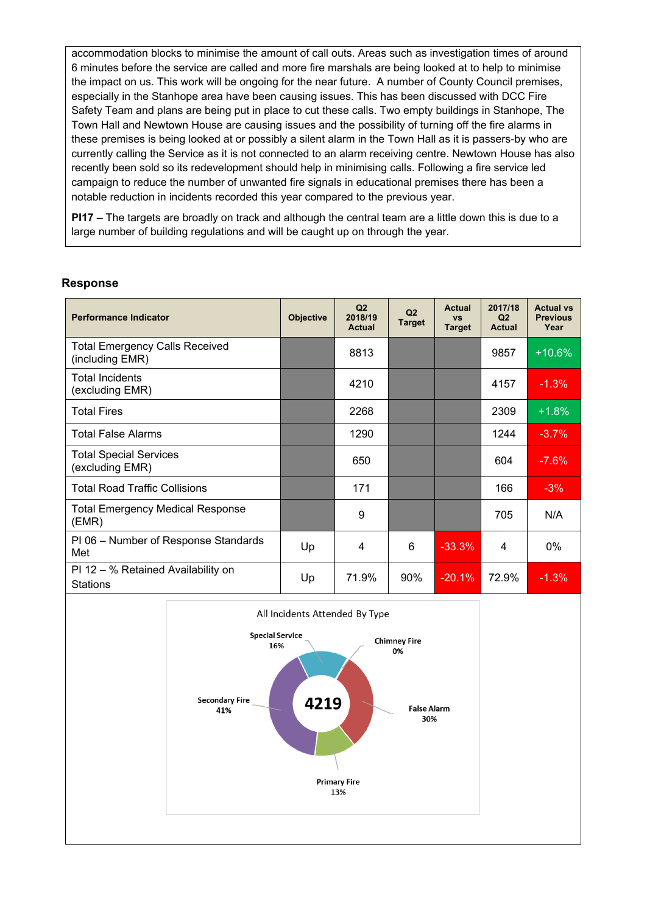accommodation blocks to minimise the amount of call outs. Areas such as investigation times of around 6 minutes before the service are called and more fire marshals are being looked at to help to minimise the impact on us. This work will be ongoing for the near future. A number of County Council premises, especially in the Stanhope area have been causing issues. This has been discussed with DCC Fire Safety Team and plans are being put in place to cut these calls. Two empty buildings in Stanhope, The Town Hall and Newtown House are causing issues and the possibility of turning off the fire alarms in these premises is being looked at or possibly a silent alarm in the Town Hall as it is passers-by who are currently calling the Service as it is not connected to an alarm receiving centre. Newtown House has also recently been sold so its redevelopment should help in minimising calls. Following a fire service led campaign to reduce the number of unwanted fire signals in educational premises there has been a notable reduction in incidents recorded this year compared to the previous year.

**PI17** – The targets are broadly on track and although the central team are a little down this is due to a large number of building regulations and will be caught up on through the year.

## Response

| Performance Indicator | Objective | Q2 2018/19 Actual | Q2 Target | Actual vs Target | 2017/18 Q2 Actual | Actual vs Previous Year |
|---|---|---|---|---|---|---|
| Total Emergency Calls Received (including EMR) | | 8813 | | | 9857 | +10.6% |
| Total Incidents (excluding EMR) | | 4210 | | | 4157 | -1.3% |
| Total Fires | | 2268 | | | 2309 | +1.8% |
| Total False Alarms | | 1290 | | | 1244 | -3.7% |
| Total Special Services (excluding EMR) | | 650 | | | 604 | -7.6% |
| Total Road Traffic Collisions | | 171 | | | 166 | -3% |
| Total Emergency Medical Response (EMR) | | 9 | | | 705 | N/A |
| PI 06 – Number of Response Standards Met | Up | 4 | 6 | -33.3% | 4 | 0% |
| PI 12 – % Retained Availability on Stations | Up | 71.9% | 90% | -20.1% | 72.9% | -1.3% |

All Incidents Attended By Type

4219

- Special Service 16%
- Chimney Fire 0%
- False Alarm 30%
- Primary Fire 13%
- Secondary Fire 41%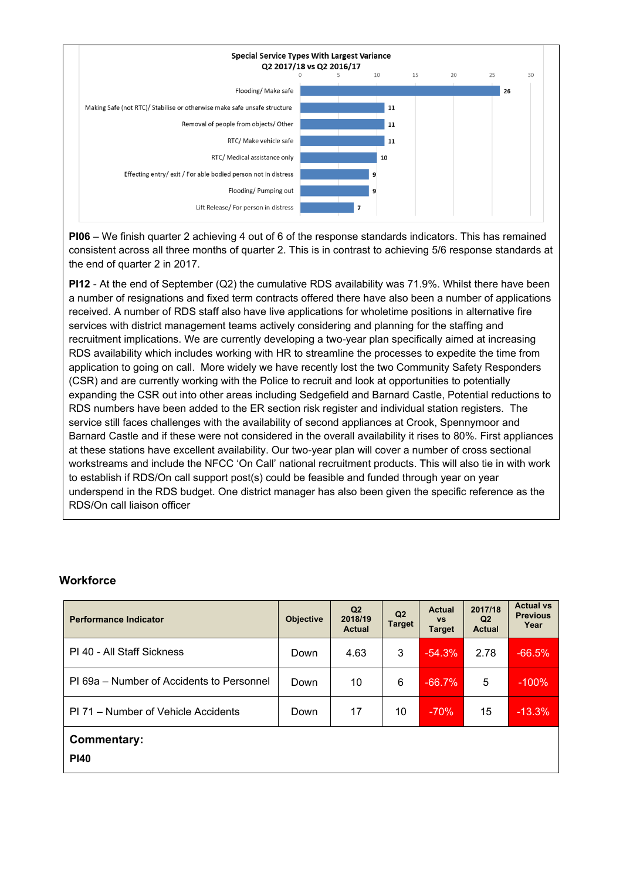**Special Service Types With Largest Variance Q2 2017/18 vs Q2 2016/17**

| Special Service Type | Variance |
|---|---|
| Flooding/ Make safe | 26 |
| Making Safe (not RTC)/ Stabilise or otherwise make safe unsafe structure | 11 |
| Removal of people from objects/ Other | 11 |
| RTC/ Make vehicle safe | 11 |
| RTC/ Medical assistance only | 10 |
| Effecting entry/ exit / For able bodied person not in distress | 9 |
| Flooding/ Pumping out | 9 |
| Lift Release/ For person in distress | 7 |

**PI06** – We finish quarter 2 achieving 4 out of 6 of the response standards indicators. This has remained consistent across all three months of quarter 2. This is in contrast to achieving 5/6 response standards at the end of quarter 2 in 2017.

**PI12** - At the end of September (Q2) the cumulative RDS availability was 71.9%. Whilst there have been a number of resignations and fixed term contracts offered there have also been a number of applications received. A number of RDS staff also have live applications for wholetime positions in alternative fire services with district management teams actively considering and planning for the staffing and recruitment implications. We are currently developing a two-year plan specifically aimed at increasing RDS availability which includes working with HR to streamline the processes to expedite the time from application to going on call. More widely we have recently lost the two Community Safety Responders (CSR) and are currently working with the Police to recruit and look at opportunities to potentially expanding the CSR out into other areas including Sedgefield and Barnard Castle, Potential reductions to RDS numbers have been added to the ER section risk register and individual station registers. The service still faces challenges with the availability of second appliances at Crook, Spennymoor and Barnard Castle and if these were not considered in the overall availability it rises to 80%. First appliances at these stations have excellent availability. Our two-year plan will cover a number of cross sectional workstreams and include the NFCC 'On Call' national recruitment products. This will also tie in with work to establish if RDS/On call support post(s) could be feasible and funded through year on year underspend in the RDS budget. One district manager has also been given the specific reference as the RDS/On call liaison officer

## Workforce

| Performance Indicator | Objective | Q2 2018/19 Actual | Q2 Target | Actual vs Target | 2017/18 Q2 Actual | Actual vs Previous Year |
|---|---|---|---|---|---|---|
| PI 40 - All Staff Sickness | Down | 4.63 | 3 | -54.3% | 2.78 | -66.5% |
| PI 69a – Number of Accidents to Personnel | Down | 10 | 6 | -66.7% | 5 | -100% |
| PI 71 – Number of Vehicle Accidents | Down | 17 | 10 | -70% | 15 | -13.3% |

**Commentary:**

**PI40**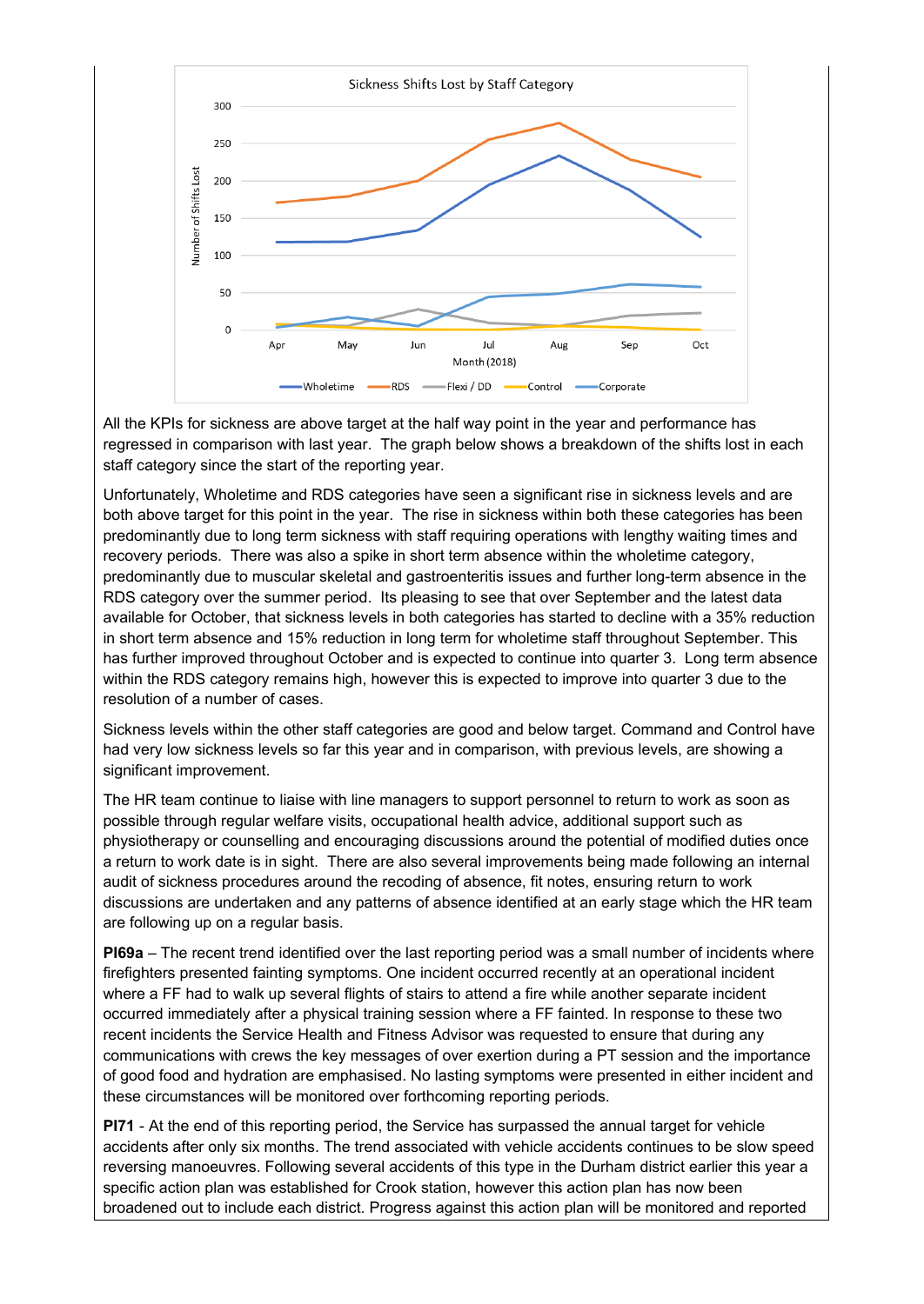All the KPIs for sickness are above target at the half way point in the year and performance has regressed in comparison with last year. The graph below shows a breakdown of the shifts lost in each staff category since the start of the reporting year.

Unfortunately, Wholetime and RDS categories have seen a significant rise in sickness levels and are both above target for this point in the year. The rise in sickness within both these categories has been predominantly due to long term sickness with staff requiring operations with lengthy waiting times and recovery periods. There was also a spike in short term absence within the wholetime category, predominantly due to muscular skeletal and gastroenteritis issues and further long-term absence in the RDS category over the summer period. Its pleasing to see that over September and the latest data available for October, that sickness levels in both categories has started to decline with a 35% reduction in short term absence and 15% reduction in long term for wholetime staff throughout September. This has further improved throughout October and is expected to continue into quarter 3. Long term absence within the RDS category remains high, however this is expected to improve into quarter 3 due to the resolution of a number of cases.

Sickness levels within the other staff categories are good and below target. Command and Control have had very low sickness levels so far this year and in comparison, with previous levels, are showing a significant improvement.

The HR team continue to liaise with line managers to support personnel to return to work as soon as possible through regular welfare visits, occupational health advice, additional support such as physiotherapy or counselling and encouraging discussions around the potential of modified duties once a return to work date is in sight. There are also several improvements being made following an internal audit of sickness procedures around the recoding of absence, fit notes, ensuring return to work discussions are undertaken and any patterns of absence identified at an early stage which the HR team are following up on a regular basis.

**PI69a** – The recent trend identified over the last reporting period was a small number of incidents where firefighters presented fainting symptoms. One incident occurred recently at an operational incident where a FF had to walk up several flights of stairs to attend a fire while another separate incident occurred immediately after a physical training session where a FF fainted. In response to these two recent incidents the Service Health and Fitness Advisor was requested to ensure that during any communications with crews the key messages of over exertion during a PT session and the importance of good food and hydration are emphasised. No lasting symptoms were presented in either incident and these circumstances will be monitored over forthcoming reporting periods.

**PI71** - At the end of this reporting period, the Service has surpassed the annual target for vehicle accidents after only six months. The trend associated with vehicle accidents continues to be slow speed reversing manoeuvres. Following several accidents of this type in the Durham district earlier this year a specific action plan was established for Crook station, however this action plan has now been broadened out to include each district. Progress against this action plan will be monitored and reported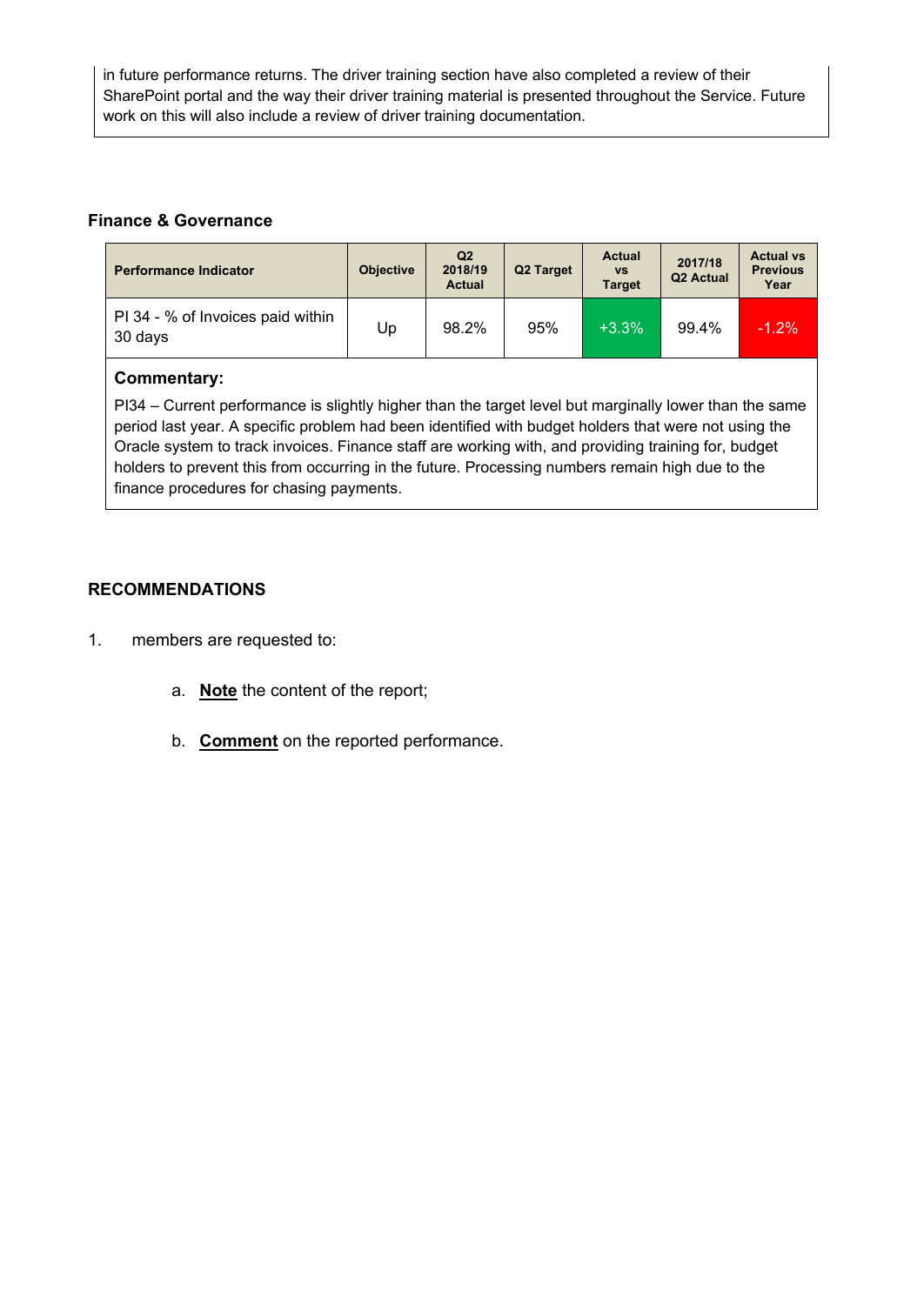in future performance returns. The driver training section have also completed a review of their SharePoint portal and the way their driver training material is presented throughout the Service. Future work on this will also include a review of driver training documentation.

### Finance & Governance

| Performance Indicator | Objective | Q2 2018/19 Actual | Q2 Target | Actual vs Target | 2017/18 Q2 Actual | Actual vs Previous Year |
|---|---|---|---|---|---|---|
| PI 34 - % of Invoices paid within 30 days | Up | 98.2% | 95% | +3.3% | 99.4% | -1.2% |

**Commentary:**

PI34 – Current performance is slightly higher than the target level but marginally lower than the same period last year. A specific problem had been identified with budget holders that were not using the Oracle system to track invoices. Finance staff are working with, and providing training for, budget holders to prevent this from occurring in the future. Processing numbers remain high due to the finance procedures for chasing payments.

### RECOMMENDATIONS

1. members are requested to:

    a. **Note** the content of the report;

    b. **Comment** on the reported performance.